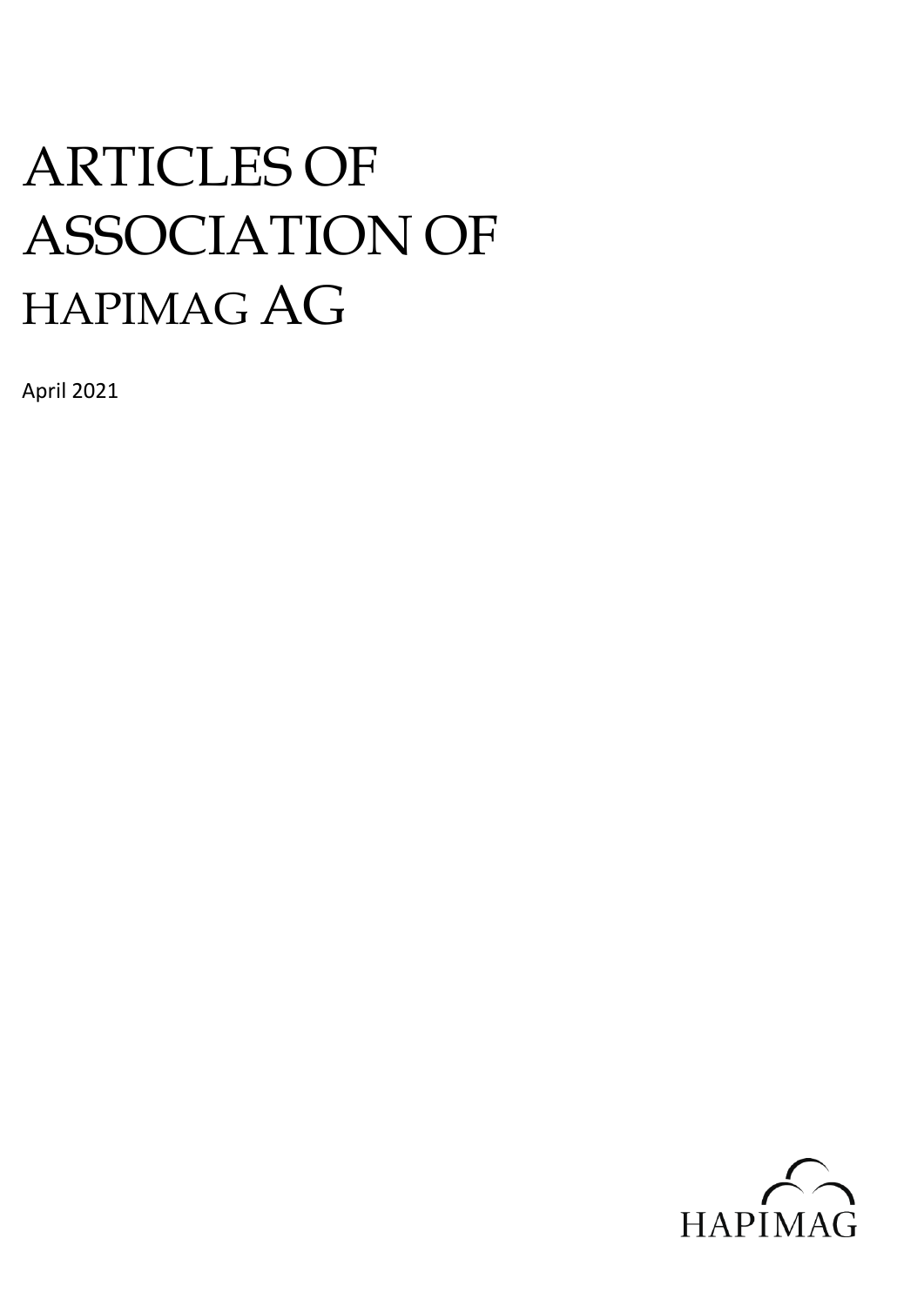# ARTICLES OF ASSOCIATION OF HAPIMAG AG

April 2021

HAPIMAG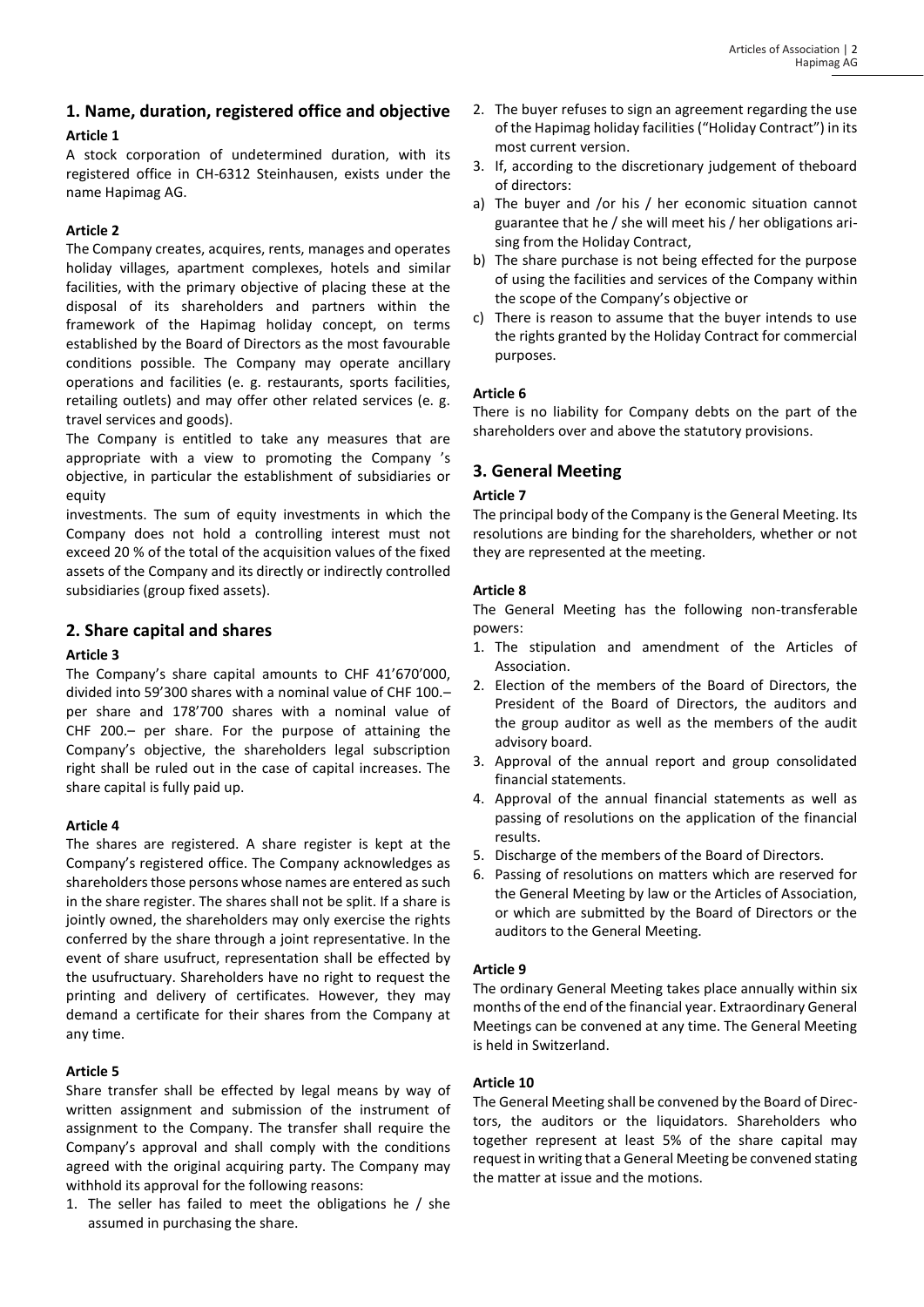## 1. Name, duration, registered office and objective

### Article 1

A stock corporation of undetermined duration, with its registered office in CH-6312 Steinhausen, exists under the name Hapimag AG.

### Article 2

The Company creates, acquires, rents, manages and operates holiday villages, apartment complexes, hotels and similar facilities, with the primary objective of placing these at the disposal of its shareholders and partners within the framework of the Hapimag holiday concept, on terms established by the Board of Directors as the most favourable conditions possible. The Company may operate ancillary operations and facilities (e. g. restaurants, sports facilities, retailing outlets) and may offer other related services (e. g. travel services and goods).

The Company is entitled to take any measures that are appropriate with a view to promoting the Company 's objective, in particular the establishment of subsidiaries or equity

investments. The sum of equity investments in which the Company does not hold a controlling interest must not exceed 20 % of the total of the acquisition values of the fixed assets of the Company and its directly or indirectly controlled subsidiaries (group fixed assets).

## 2. Share capital and shares

### Article 3

The Company's share capital amounts to CHF 41'670'000, divided into 59'300 shares with a nominal value of CHF 100.– per share and 178'700 shares with a nominal value of CHF 200.– per share. For the purpose of attaining the Company's objective, the shareholders legal subscription right shall be ruled out in the case of capital increases. The share capital is fully paid up.

### Article 4

The shares are registered. A share register is kept at the Company's registered office. The Company acknowledges as shareholders those persons whose names are entered as such in the share register. The shares shall not be split. If a share is jointly owned, the shareholders may only exercise the rights conferred by the share through a joint representative. In the event of share usufruct, representation shall be effected by the usufructuary. Shareholders have no right to request the printing and delivery of certificates. However, they may demand a certificate for their shares from the Company at any time.

### Article 5

Share transfer shall be effected by legal means by way of written assignment and submission of the instrument of assignment to the Company. The transfer shall require the Company's approval and shall comply with the conditions agreed with the original acquiring party. The Company may withhold its approval for the following reasons:

1. The seller has failed to meet the obligations he / she assumed in purchasing the share.
2. The buyer refuses to sign an agreement regarding the use of the Hapimag holiday facilities ("Holiday Contract") in its most current version.
3. If, according to the discretionary judgement of theboard of directors:

a) The buyer and /or his / her economic situation cannot guarantee that he / she will meet his / her obligations arising from the Holiday Contract,

b) The share purchase is not being effected for the purpose of using the facilities and services of the Company within the scope of the Company's objective or

c) There is reason to assume that the buyer intends to use the rights granted by the Holiday Contract for commercial purposes.

### Article 6

There is no liability for Company debts on the part of the shareholders over and above the statutory provisions.

## 3. General Meeting

### Article 7

The principal body of the Company is the General Meeting. Its resolutions are binding for the shareholders, whether or not they are represented at the meeting.

### Article 8

The General Meeting has the following non-transferable powers:

1. The stipulation and amendment of the Articles of Association.
2. Election of the members of the Board of Directors, the President of the Board of Directors, the auditors and the group auditor as well as the members of the audit advisory board.
3. Approval of the annual report and group consolidated financial statements.
4. Approval of the annual financial statements as well as passing of resolutions on the application of the financial results.
5. Discharge of the members of the Board of Directors.
6. Passing of resolutions on matters which are reserved for the General Meeting by law or the Articles of Association, or which are submitted by the Board of Directors or the auditors to the General Meeting.

### Article 9

The ordinary General Meeting takes place annually within six months of the end of the financial year. Extraordinary General Meetings can be convened at any time. The General Meeting is held in Switzerland.

### Article 10

The General Meeting shall be convened by the Board of Directors, the auditors or the liquidators. Shareholders who together represent at least 5% of the share capital may request in writing that a General Meeting be convened stating the matter at issue and the motions.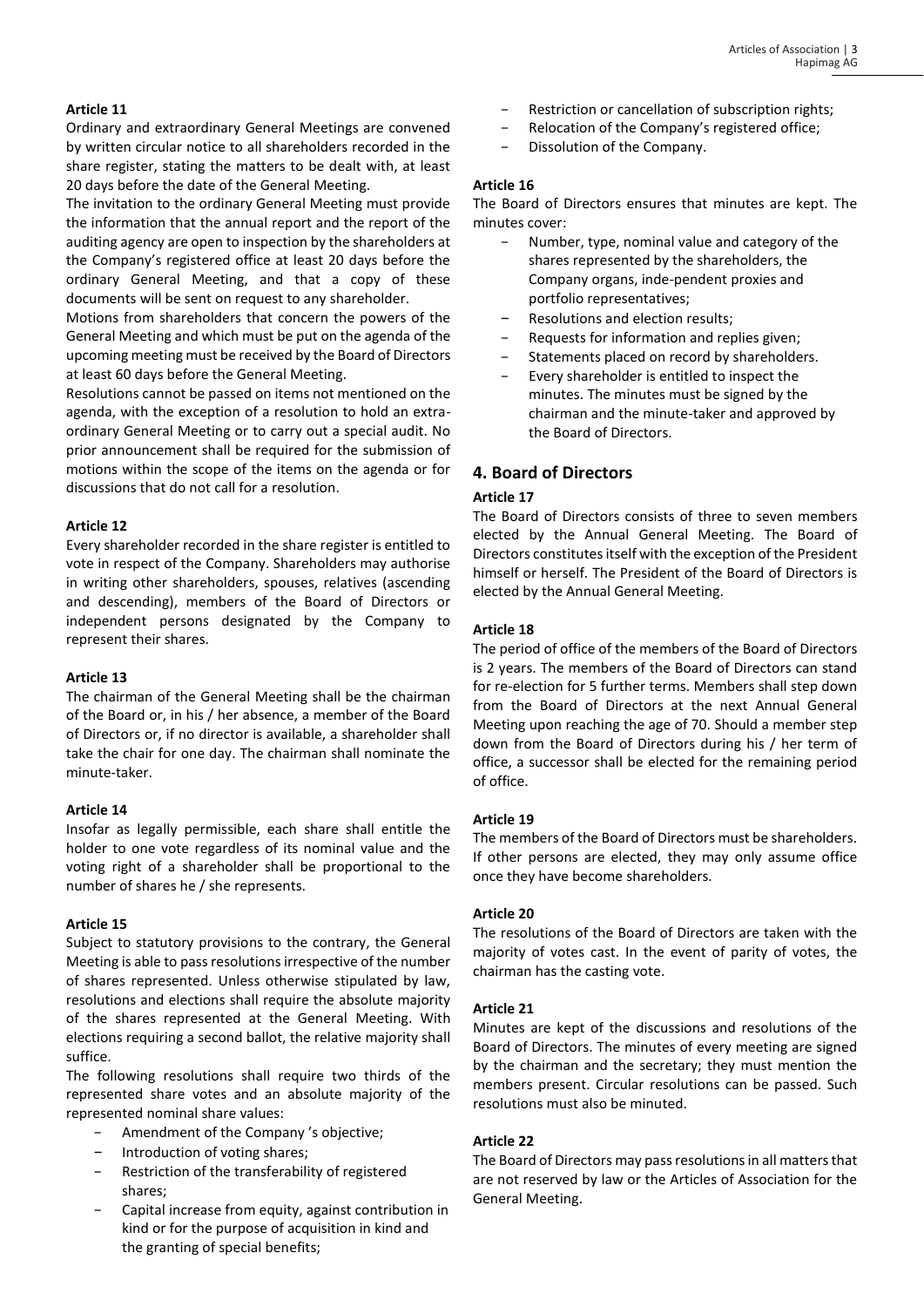**Article 11**

Ordinary and extraordinary General Meetings are convened by written circular notice to all shareholders recorded in the share register, stating the matters to be dealt with, at least 20 days before the date of the General Meeting.

The invitation to the ordinary General Meeting must provide the information that the annual report and the report of the auditing agency are open to inspection by the shareholders at the Company's registered office at least 20 days before the ordinary General Meeting, and that a copy of these documents will be sent on request to any shareholder.

Motions from shareholders that concern the powers of the General Meeting and which must be put on the agenda of the upcoming meeting must be received by the Board of Directors at least 60 days before the General Meeting.

Resolutions cannot be passed on items not mentioned on the agenda, with the exception of a resolution to hold an extra-ordinary General Meeting or to carry out a special audit. No prior announcement shall be required for the submission of motions within the scope of the items on the agenda or for discussions that do not call for a resolution.

**Article 12**

Every shareholder recorded in the share register is entitled to vote in respect of the Company. Shareholders may authorise in writing other shareholders, spouses, relatives (ascending and descending), members of the Board of Directors or independent persons designated by the Company to represent their shares.

**Article 13**

The chairman of the General Meeting shall be the chairman of the Board or, in his / her absence, a member of the Board of Directors or, if no director is available, a shareholder shall take the chair for one day. The chairman shall nominate the minute-taker.

**Article 14**

Insofar as legally permissible, each share shall entitle the holder to one vote regardless of its nominal value and the voting right of a shareholder shall be proportional to the number of shares he / she represents.

**Article 15**

Subject to statutory provisions to the contrary, the General Meeting is able to pass resolutions irrespective of the number of shares represented. Unless otherwise stipulated by law, resolutions and elections shall require the absolute majority of the shares represented at the General Meeting. With elections requiring a second ballot, the relative majority shall suffice.

The following resolutions shall require two thirds of the represented share votes and an absolute majority of the represented nominal share values:

- Amendment of the Company 's objective;
- Introduction of voting shares;
- Restriction of the transferability of registered shares;
- Capital increase from equity, against contribution in kind or for the purpose of acquisition in kind and the granting of special benefits;
- Restriction or cancellation of subscription rights;
- Relocation of the Company's registered office;
- Dissolution of the Company.

**Article 16**

The Board of Directors ensures that minutes are kept. The minutes cover:

- Number, type, nominal value and category of the shares represented by the shareholders, the Company organs, inde-pendent proxies and portfolio representatives;
- Resolutions and election results;
- Requests for information and replies given;
- Statements placed on record by shareholders.
- Every shareholder is entitled to inspect the minutes. The minutes must be signed by the chairman and the minute-taker and approved by the Board of Directors.

## 4. Board of Directors

**Article 17**

The Board of Directors consists of three to seven members elected by the Annual General Meeting. The Board of Directors constitutes itself with the exception of the President himself or herself. The President of the Board of Directors is elected by the Annual General Meeting.

**Article 18**

The period of office of the members of the Board of Directors is 2 years. The members of the Board of Directors can stand for re-election for 5 further terms. Members shall step down from the Board of Directors at the next Annual General Meeting upon reaching the age of 70. Should a member step down from the Board of Directors during his / her term of office, a successor shall be elected for the remaining period of office.

**Article 19**

The members of the Board of Directors must be shareholders. If other persons are elected, they may only assume office once they have become shareholders.

**Article 20**

The resolutions of the Board of Directors are taken with the majority of votes cast. In the event of parity of votes, the chairman has the casting vote.

**Article 21**

Minutes are kept of the discussions and resolutions of the Board of Directors. The minutes of every meeting are signed by the chairman and the secretary; they must mention the members present. Circular resolutions can be passed. Such resolutions must also be minuted.

**Article 22**

The Board of Directors may pass resolutions in all matters that are not reserved by law or the Articles of Association for the General Meeting.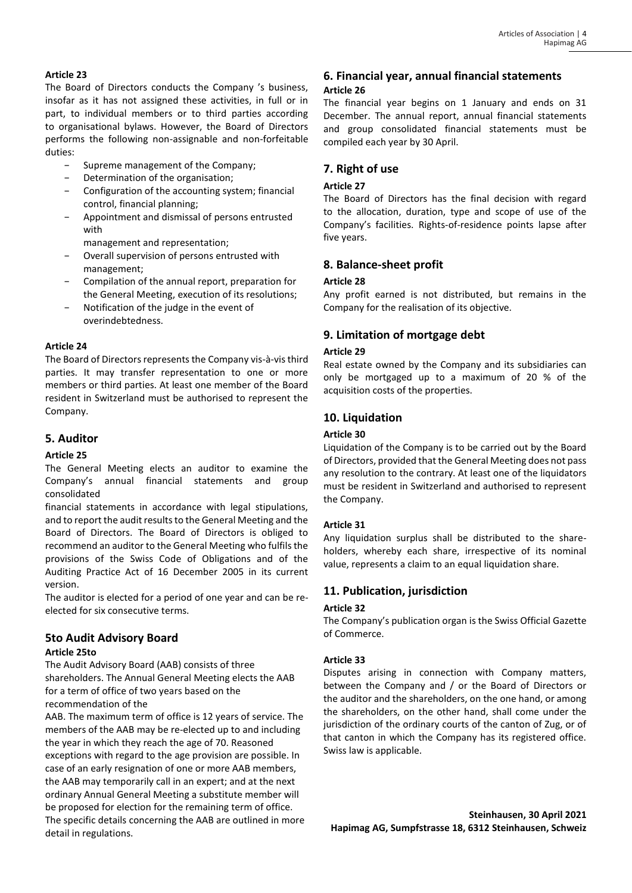**Article 23**

The Board of Directors conducts the Company 's business, insofar as it has not assigned these activities, in full or in part, to individual members or to third parties according to organisational bylaws. However, the Board of Directors performs the following non-assignable and non-forfeitable duties:

- Supreme management of the Company;
- Determination of the organisation;
- Configuration of the accounting system; financial control, financial planning;
- Appointment and dismissal of persons entrusted with management and representation;
- Overall supervision of persons entrusted with management;
- Compilation of the annual report, preparation for the General Meeting, execution of its resolutions;
- Notification of the judge in the event of overindebtedness.

**Article 24**

The Board of Directors represents the Company vis-à-vis third parties. It may transfer representation to one or more members or third parties. At least one member of the Board resident in Switzerland must be authorised to represent the Company.

## 5. Auditor

**Article 25**

The General Meeting elects an auditor to examine the Company's annual financial statements and group consolidated financial statements in accordance with legal stipulations, and to report the audit results to the General Meeting and the Board of Directors. The Board of Directors is obliged to recommend an auditor to the General Meeting who fulfils the provisions of the Swiss Code of Obligations and of the Auditing Practice Act of 16 December 2005 in its current version.

The auditor is elected for a period of one year and can be re-elected for six consecutive terms.

## 5to Audit Advisory Board

**Article 25to**

The Audit Advisory Board (AAB) consists of three shareholders. The Annual General Meeting elects the AAB for a term of office of two years based on the recommendation of the AAB. The maximum term of office is 12 years of service. The members of the AAB may be re-elected up to and including the year in which they reach the age of 70. Reasoned exceptions with regard to the age provision are possible. In case of an early resignation of one or more AAB members, the AAB may temporarily call in an expert; and at the next ordinary Annual General Meeting a substitute member will be proposed for election for the remaining term of office. The specific details concerning the AAB are outlined in more detail in regulations.

## 6. Financial year, annual financial statements

**Article 26**

The financial year begins on 1 January and ends on 31 December. The annual report, annual financial statements and group consolidated financial statements must be compiled each year by 30 April.

## 7. Right of use

**Article 27**

The Board of Directors has the final decision with regard to the allocation, duration, type and scope of use of the Company's facilities. Rights-of-residence points lapse after five years.

## 8. Balance-sheet profit

**Article 28**

Any profit earned is not distributed, but remains in the Company for the realisation of its objective.

## 9. Limitation of mortgage debt

**Article 29**

Real estate owned by the Company and its subsidiaries can only be mortgaged up to a maximum of 20 % of the acquisition costs of the properties.

## 10. Liquidation

**Article 30**

Liquidation of the Company is to be carried out by the Board of Directors, provided that the General Meeting does not pass any resolution to the contrary. At least one of the liquidators must be resident in Switzerland and authorised to represent the Company.

**Article 31**

Any liquidation surplus shall be distributed to the shareholders, whereby each share, irrespective of its nominal value, represents a claim to an equal liquidation share.

## 11. Publication, jurisdiction

**Article 32**

The Company's publication organ is the Swiss Official Gazette of Commerce.

**Article 33**

Disputes arising in connection with Company matters, between the Company and / or the Board of Directors or the auditor and the shareholders, on the one hand, or among the shareholders, on the other hand, shall come under the jurisdiction of the ordinary courts of the canton of Zug, or of that canton in which the Company has its registered office. Swiss law is applicable.

**Steinhausen, 30 April 2021**
**Hapimag AG, Sumpfstrasse 18, 6312 Steinhausen, Schweiz**